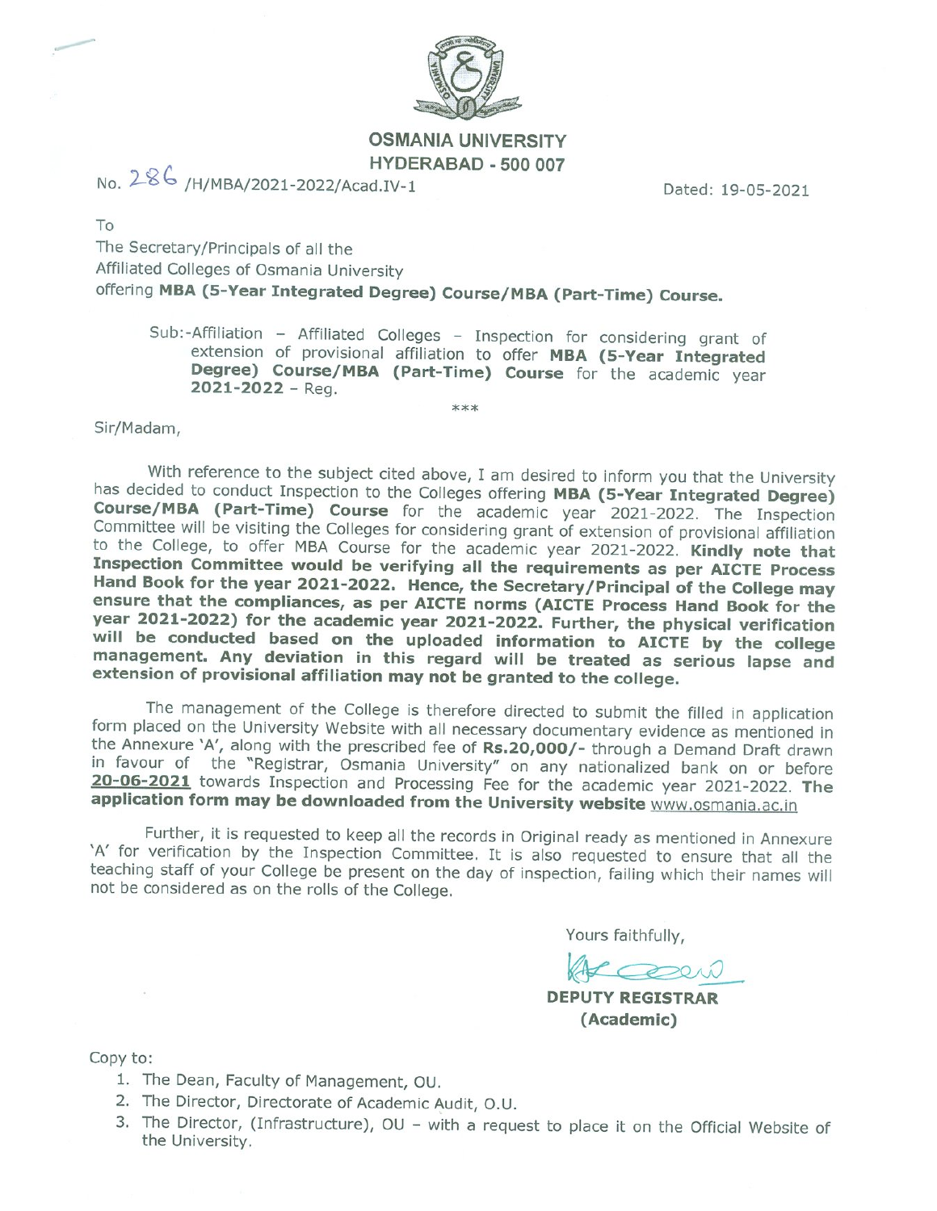# OSMANIA UNIVERSITY
## HYDERABAD - 500 007

No. 286 /H/MBA/2021-2022/Acad.IV-1 Dated: 19-05-2021

To
The Secretary/Principals of all the
Affiliated Colleges of Osmania University
offering **MBA (5-Year Integrated Degree) Course/MBA (Part-Time) Course.**

Sub:-Affiliation – Affiliated Colleges – Inspection for considering grant of extension of provisional affiliation to offer **MBA (5-Year Integrated Degree) Course/MBA (Part-Time) Course** for the academic year **2021-2022** – Reg.

\*\*\*

Sir/Madam,

With reference to the subject cited above, I am desired to inform you that the University has decided to conduct Inspection to the Colleges offering **MBA (5-Year Integrated Degree) Course/MBA (Part-Time) Course** for the academic year 2021-2022. The Inspection Committee will be visiting the Colleges for considering grant of extension of provisional affiliation to the College, to offer MBA Course for the academic year 2021-2022. **Kindly note that Inspection Committee would be verifying all the requirements as per AICTE Process Hand Book for the year 2021-2022. Hence, the Secretary/Principal of the College may ensure that the compliances, as per AICTE norms (AICTE Process Hand Book for the year 2021-2022) for the academic year 2021-2022. Further, the physical verification will be conducted based on the uploaded information to AICTE by the college management. Any deviation in this regard will be treated as serious lapse and extension of provisional affiliation may not be granted to the college.**

The management of the College is therefore directed to submit the filled in application form placed on the University Website with all necessary documentary evidence as mentioned in the Annexure 'A', along with the prescribed fee of **Rs.20,000/-** through a Demand Draft drawn in favour of the "Registrar, Osmania University" on any nationalized bank on or before **20-06-2021** towards Inspection and Processing Fee for the academic year 2021-2022. **The application form may be downloaded from the University website** www.osmania.ac.in

Further, it is requested to keep all the records in Original ready as mentioned in Annexure 'A' for verification by the Inspection Committee. It is also requested to ensure that all the teaching staff of your College be present on the day of inspection, failing which their names will not be considered as on the rolls of the College.

Yours faithfully,

**DEPUTY REGISTRAR**
**(Academic)**

Copy to:

1. The Dean, Faculty of Management, OU.
2. The Director, Directorate of Academic Audit, O.U.
3. The Director, (Infrastructure), OU – with a request to place it on the Official Website of the University.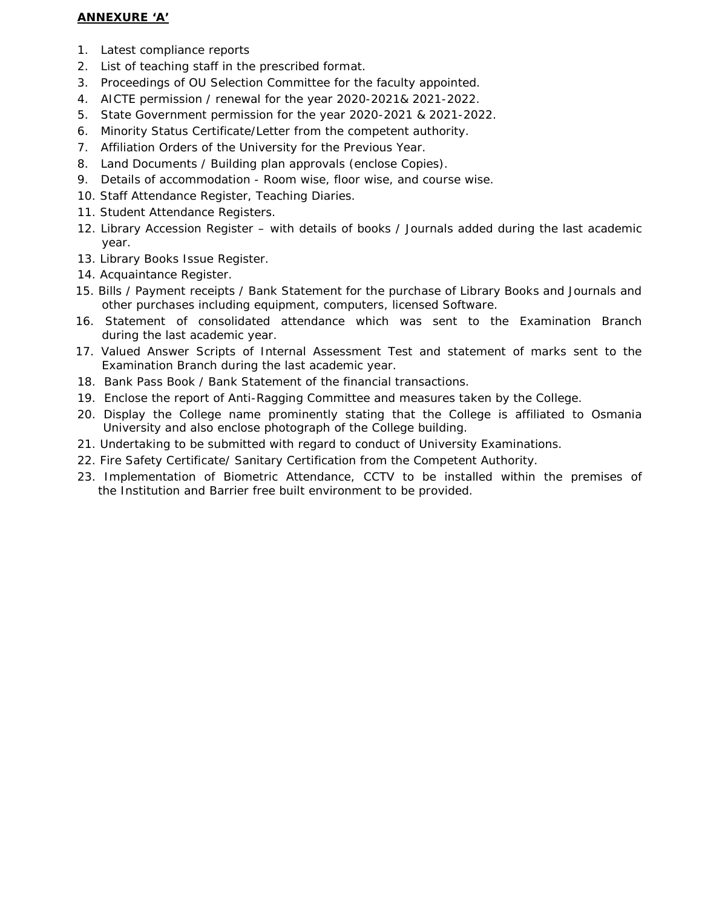**ANNEXURE ‘A’**

1. Latest compliance reports
2. List of teaching staff in the prescribed format.
3. Proceedings of OU Selection Committee for the faculty appointed.
4. AICTE permission / renewal for the year 2020-2021& 2021-2022.
5. State Government permission for the year 2020-2021 & 2021-2022.
6. Minority Status Certificate/Letter from the competent authority.
7. Affiliation Orders of the University for the Previous Year.
8. Land Documents / Building plan approvals (enclose Copies).
9. Details of accommodation - Room wise, floor wise, and course wise.
10. Staff Attendance Register, Teaching Diaries.
11. Student Attendance Registers.
12. Library Accession Register – with details of books / Journals added during the last academic year.
13. Library Books Issue Register.
14. Acquaintance Register.
15. Bills / Payment receipts / Bank Statement for the purchase of Library Books and Journals and other purchases including equipment, computers, licensed Software.
16. Statement of consolidated attendance which was sent to the Examination Branch during the last academic year.
17. Valued Answer Scripts of Internal Assessment Test and statement of marks sent to the Examination Branch during the last academic year.
18. Bank Pass Book / Bank Statement of the financial transactions.
19. Enclose the report of Anti-Ragging Committee and measures taken by the College.
20. Display the College name prominently stating that the College is affiliated to Osmania University and also enclose photograph of the College building.
21. Undertaking to be submitted with regard to conduct of University Examinations.
22. Fire Safety Certificate/ Sanitary Certification from the Competent Authority.
23. Implementation of Biometric Attendance, CCTV to be installed within the premises of the Institution and Barrier free built environment to be provided.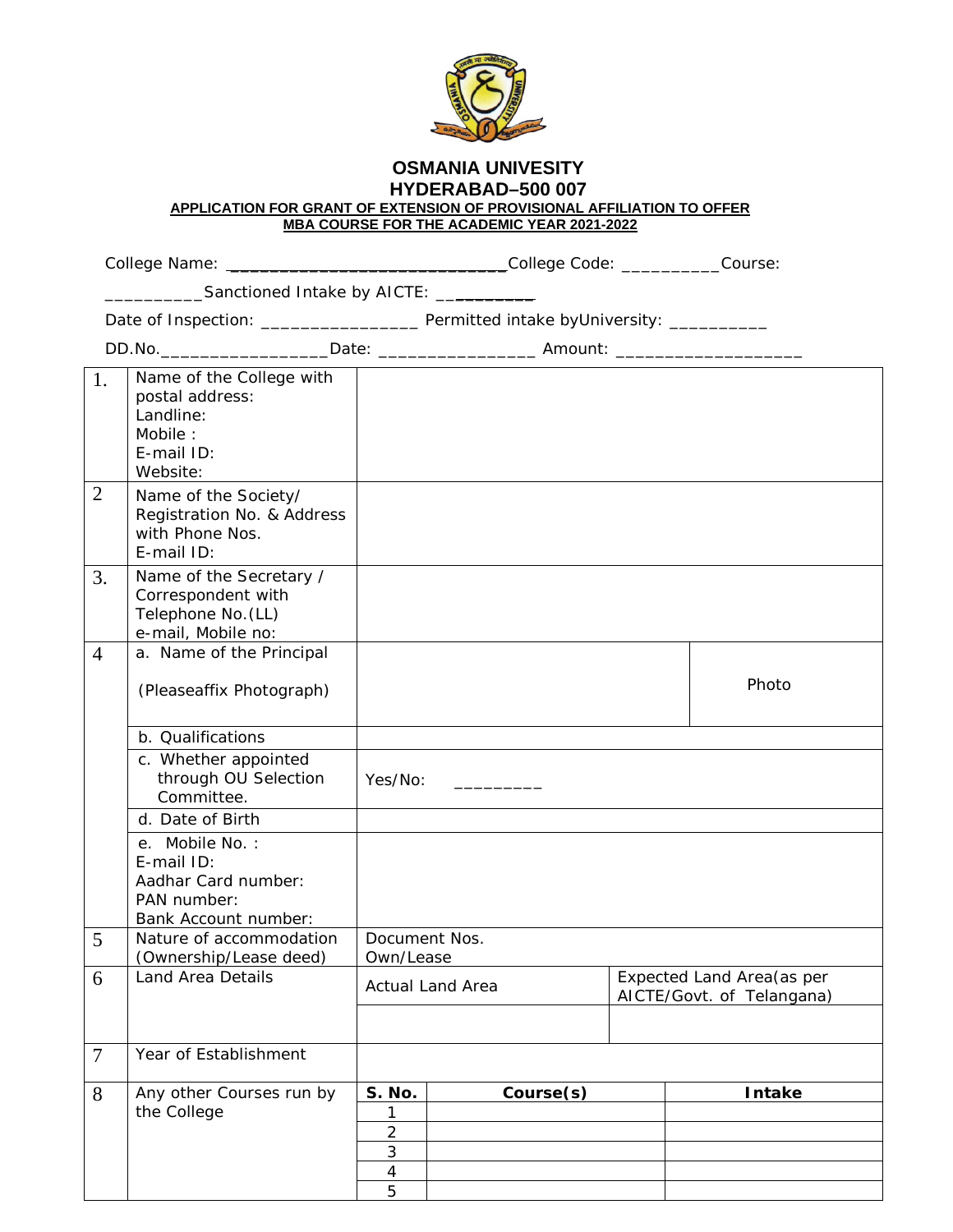# OSMANIA UNIVERSITY
## HYDERABAD–500 007

**APPLICATION FOR GRANT OF EXTENSION OF PROVISIONAL AFFILIATION TO OFFER MBA COURSE FOR THE ACADEMIC YEAR 2021-2022**

College Name: ______________________________College Code: __________Course: __________Sanctioned Intake by AICTE: __________

Date of Inspection: ________________ Permitted intake byUniversity: __________

DD.No._________________Date: ________________ Amount: ___________________

| | | | | |
|---|---|---|---|---|
| 1. | Name of the College with postal address:<br>Landline:<br>Mobile :<br>E-mail ID:<br>Website: | | | |
| 2 | Name of the Society/ Registration No. & Address with Phone Nos.<br>E-mail ID: | | | |
| 3. | Name of the Secretary / Correspondent with Telephone No.(LL)<br>e-mail, Mobile no: | | | |
| 4 | a. Name of the Principal<br><br>(Pleaseaffix Photograph) | | | Photo |
| | b. Qualifications | | | |
| | c. Whether appointed through OU Selection Committee. | Yes/No: _________ | | |
| | d. Date of Birth | | | |
| | e. Mobile No. :<br>E-mail ID:<br>Aadhar Card number:<br>PAN number:<br>Bank Account number: | | | |
| 5 | Nature of accommodation (Ownership/Lease deed) | Document Nos.<br>Own/Lease | | |
| 6 | Land Area Details | Actual Land Area | | Expected Land Area(as per AICTE/Govt. of Telangana) |
| 7 | Year of Establishment | | | |
| 8 | Any other Courses run by the College | **S. No.** | **Course(s)** | **Intake** |
| | | 1 | | |
| | | 2 | | |
| | | 3 | | |
| | | 4 | | |
| | | 5 | | |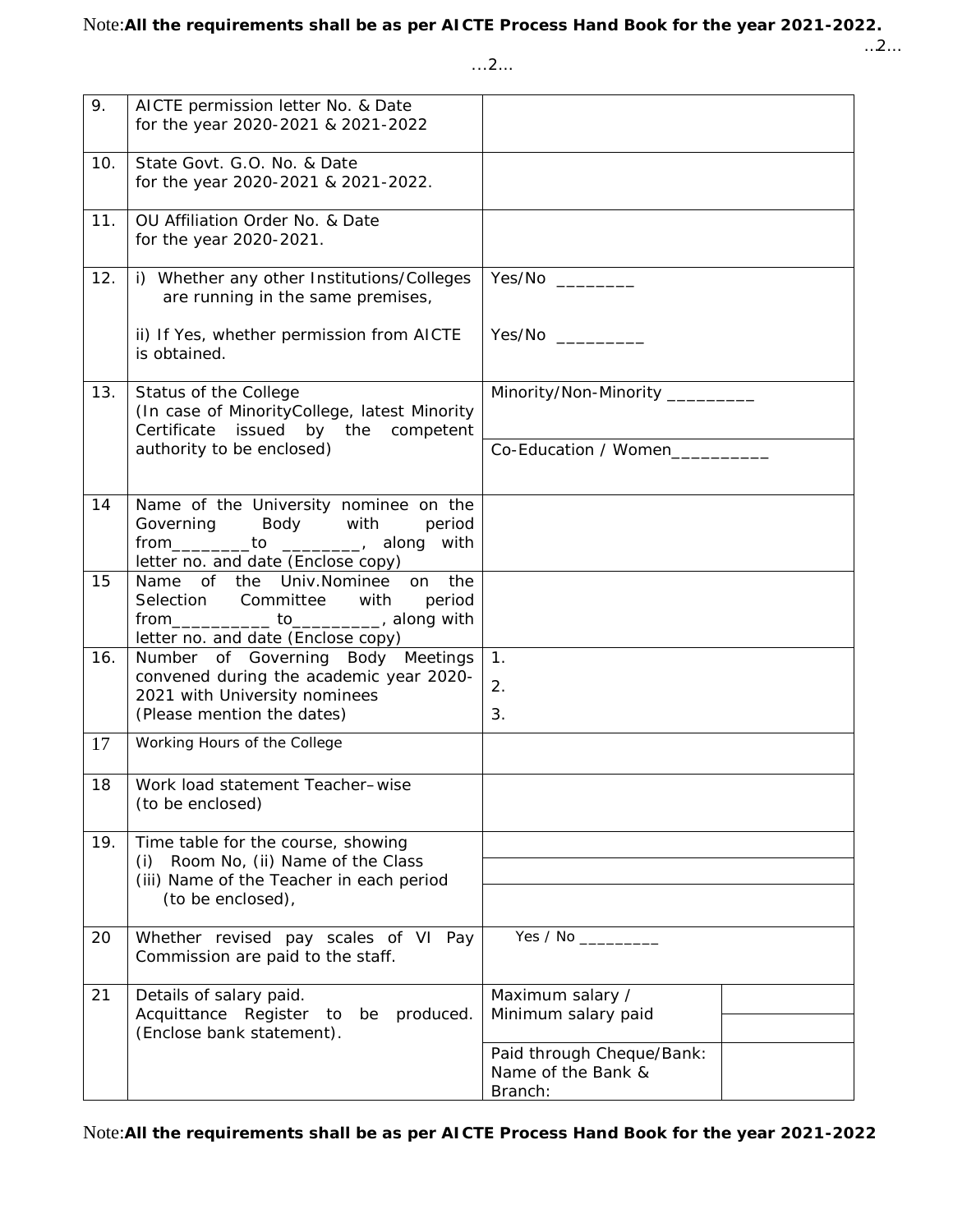Note:**All the requirements shall be as per AICTE Process Hand Book for the year 2021-2022.**

…2…

| | | | |
|---|---|---|---|
| 9. | AICTE permission letter No. & Date for the year 2020-2021 & 2021-2022 | | |
| 10. | State Govt. G.O. No. & Date for the year 2020-2021 & 2021-2022. | | |
| 11. | OU Affiliation Order No. & Date for the year 2020-2021. | | |
| 12. | i) Whether any other Institutions/Colleges are running in the same premises, | Yes/No ________ | |
| | ii) If Yes, whether permission from AICTE is obtained. | Yes/No _________ | |
| 13. | Status of the College (In case of MinorityCollege, latest Minority Certificate issued by the competent authority to be enclosed) | Minority/Non-Minority _________ | |
| | | Co-Education / Women__________ | |
| 14 | Name of the University nominee on the Governing Body with period from________to ________, along with letter no. and date (Enclose copy) | | |
| 15 | Name of the Univ.Nominee on the Selection Committee with period from__________ to_________, along with letter no. and date (Enclose copy) | | |
| 16. | Number of Governing Body Meetings convened during the academic year 2020-2021 with University nominees (Please mention the dates) | 1.<br>2.<br>3. | |
| 17 | Working Hours of the College | | |
| 18 | Work load statement Teacher–wise (to be enclosed) | | |
| 19. | Time table for the course, showing (i) Room No, (ii) Name of the Class (iii) Name of the Teacher in each period (to be enclosed), | | |
| 20 | Whether revised pay scales of VI Pay Commission are paid to the staff. | Yes / No _________ | |
| 21 | Details of salary paid. Acquittance Register to be produced. (Enclose bank statement). | Maximum salary / Minimum salary paid | |
| | | Paid through Cheque/Bank: Name of the Bank & Branch: | |

Note:**All the requirements shall be as per AICTE Process Hand Book for the year 2021-2022**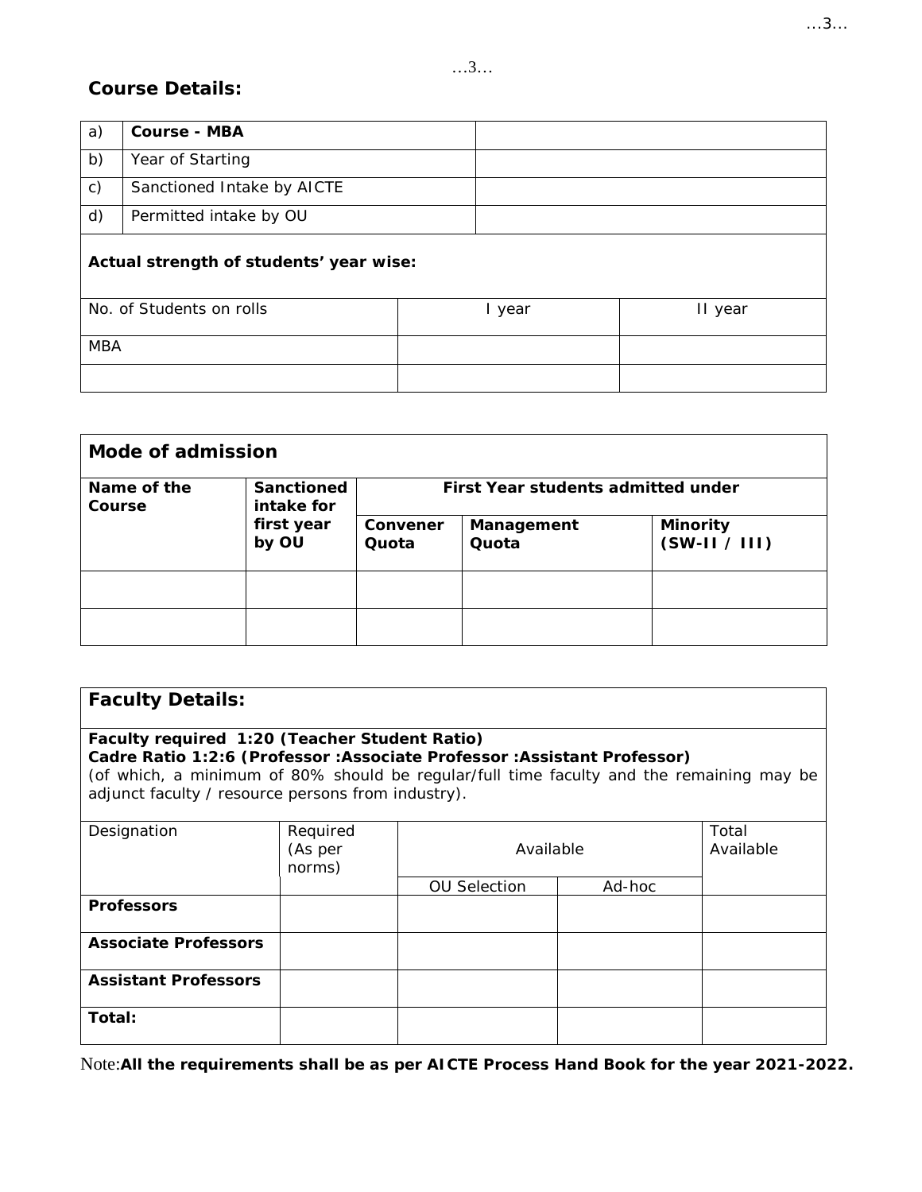## Course Details:

| a) | Course - MBA | |
|---|---|---|
| b) | Year of Starting | |
| c) | Sanctioned Intake by AICTE | |
| d) | Permitted intake by OU | |

**Actual strength of students' year wise:**

| No. of Students on rolls | I year | II year |
|---|---|---|
| MBA | | |
| | | |

| **Mode of admission** | | | | |
|---|---|---|---|---|
| **Name of the Course** | **Sanctioned intake for first year by OU** | **First Year students admitted under** | | |
| | | **Convener Quota** | **Management Quota** | **Minority (SW-II / III)** |
| | | | | |
| | | | | |

**Faculty Details:**

**Faculty required 1:20 (Teacher Student Ratio)**
**Cadre Ratio 1:2:6 (Professor :Associate Professor :Assistant Professor)**
(of which, a minimum of 80% should be regular/full time faculty and the remaining may be adjunct faculty / resource persons from industry).

| Designation | Required (As per norms) | Available | | Total Available |
|---|---|---|---|---|
| | | OU Selection | Ad-hoc | |
| **Professors** | | | | |
| **Associate Professors** | | | | |
| **Assistant Professors** | | | | |
| **Total:** | | | | |

Note:**All the requirements shall be as per AICTE Process Hand Book for the year 2021-2022.**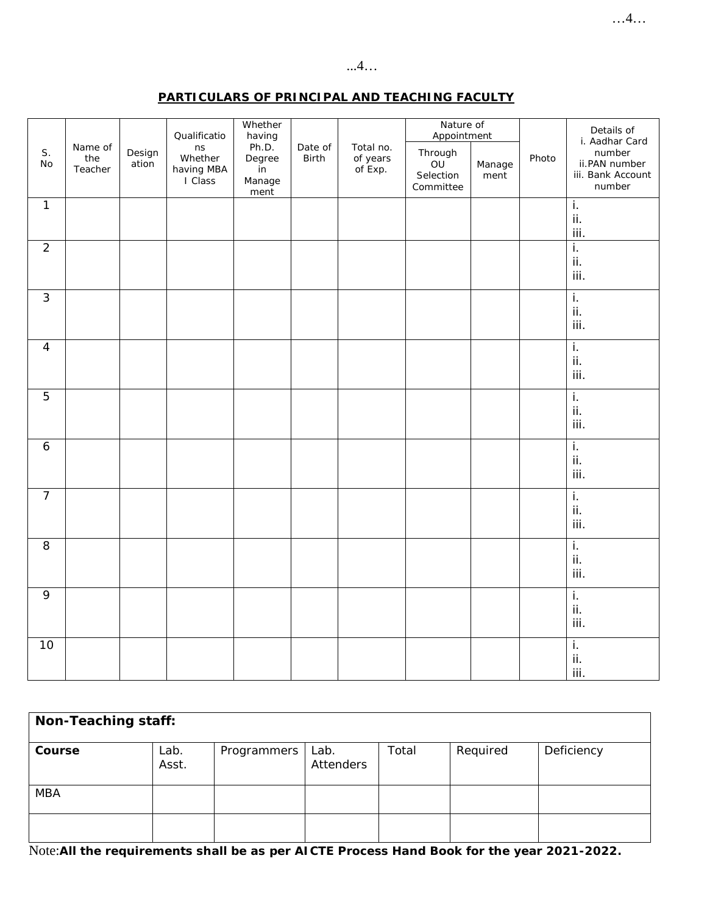## PARTICULARS OF PRINCIPAL AND TEACHING FACULTY

| S. No | Name of the Teacher | Designation | Qualifications Whether having MBA I Class | Whether having Ph.D. Degree in Management | Date of Birth | Total no. of years of Exp. | Nature of Appointment | | Photo | Details of i. Aadhar Card number ii.PAN number iii. Bank Account number |
|---|---|---|---|---|---|---|---|---|---|---|
| | | | | | | | Through OU Selection Committee | Management | | |
| 1 | | | | | | | | | | i.<br>ii.<br>iii. |
| 2 | | | | | | | | | | i.<br>ii.<br>iii. |
| 3 | | | | | | | | | | i.<br>ii.<br>iii. |
| 4 | | | | | | | | | | i.<br>ii.<br>iii. |
| 5 | | | | | | | | | | i.<br>ii.<br>iii. |
| 6 | | | | | | | | | | i.<br>ii.<br>iii. |
| 7 | | | | | | | | | | i.<br>ii.<br>iii. |
| 8 | | | | | | | | | | i.<br>ii.<br>iii. |
| 9 | | | | | | | | | | i.<br>ii.<br>iii. |
| 10 | | | | | | | | | | i.<br>ii.<br>iii. |

| **Non-Teaching staff:** | | | | | | |
|---|---|---|---|---|---|---|
| **Course** | Lab. Asst. | Programmers | Lab. Attenders | Total | Required | Deficiency |
| MBA | | | | | | |
| | | | | | | |

Note:**All the requirements shall be as per AICTE Process Hand Book for the year 2021-2022.**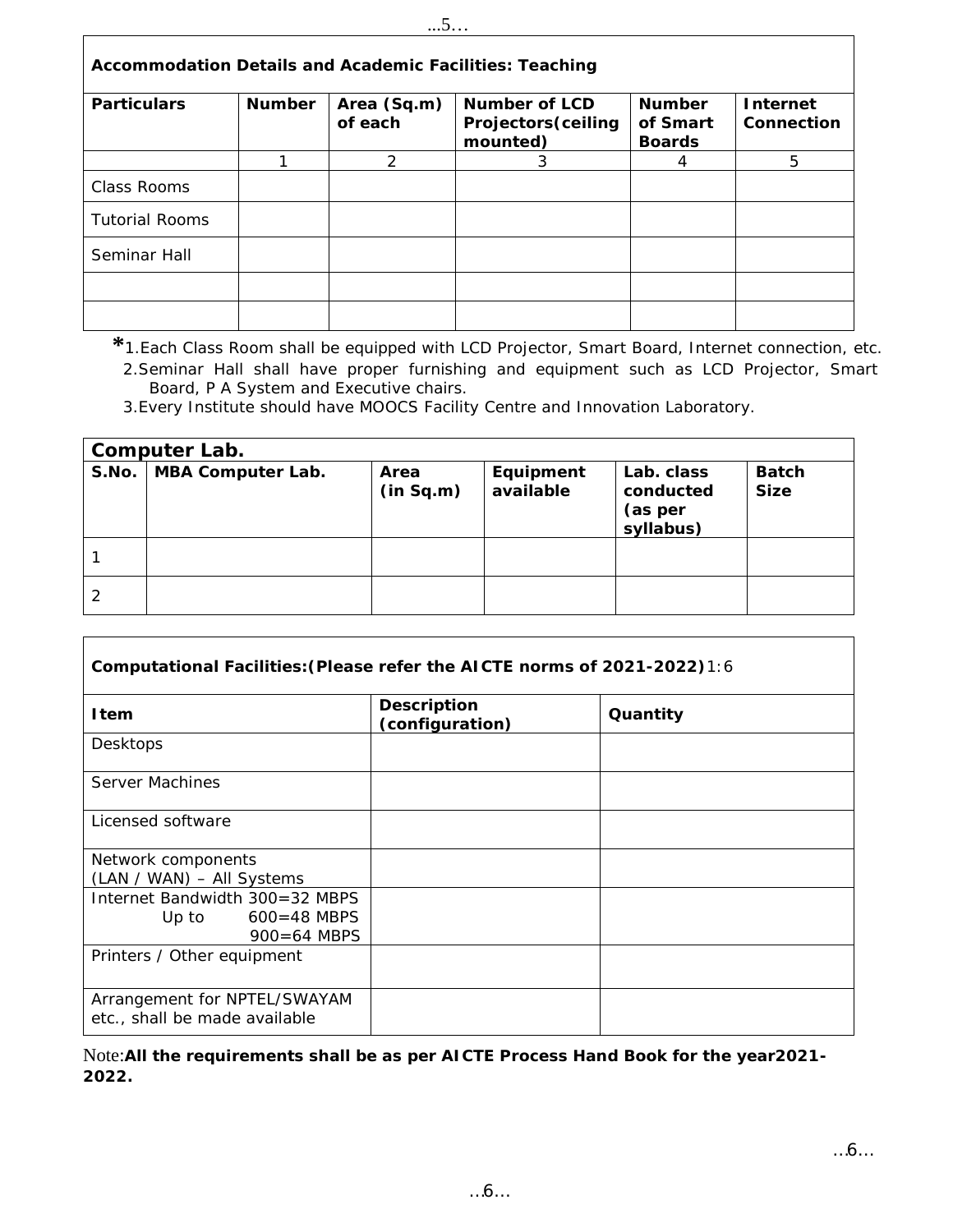| Accommodation Details and Academic Facilities: Teaching | | | | | |
|---|---|---|---|---|---|
| **Particulars** | **Number** | **Area (Sq.m) of each** | **Number of LCD Projectors(ceiling mounted)** | **Number of Smart Boards** | **Internet Connection** |
| | 1 | 2 | 3 | 4 | 5 |
| Class Rooms | | | | | |
| Tutorial Rooms | | | | | |
| Seminar Hall | | | | | |
| | | | | | |
| | | | | | |

*1. Each Class Room shall be equipped with LCD Projector, Smart Board, Internet connection, etc.
2. Seminar Hall shall have proper furnishing and equipment such as LCD Projector, Smart Board, P A System and Executive chairs.
3. Every Institute should have MOOCS Facility Centre and Innovation Laboratory.

| Computer Lab. | | | | | |
|---|---|---|---|---|---|
| **S.No.** | **MBA Computer Lab.** | **Area (in Sq.m)** | **Equipment available** | **Lab. class conducted (as per syllabus)** | **Batch Size** |
| 1 | | | | | |
| 2 | | | | | |

| Computational Facilities:(Please refer the AICTE norms of 2021-2022) 1:6 | | |
|---|---|---|
| **Item** | **Description (configuration)** | **Quantity** |
| Desktops | | |
| Server Machines | | |
| Licensed software | | |
| Network components (LAN / WAN) – All Systems | | |
| Internet Bandwidth 300=32 MBPS Up to 600=48 MBPS 900=64 MBPS | | |
| Printers / Other equipment | | |
| Arrangement for NPTEL/SWAYAM etc., shall be made available | | |

Note: **All the requirements shall be as per AICTE Process Hand Book for the year 2021-2022.**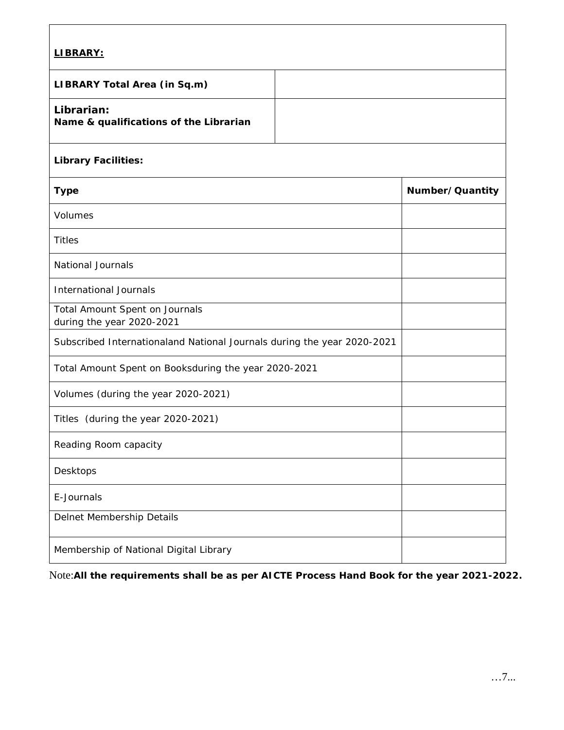**LIBRARY:**

| LIBRARY Total Area (in Sq.m) | |
|---|---|
| **Librarian:** Name & qualifications of the Librarian | |

**Library Facilities:**

| Type | Number/Quantity |
|---|---|
| Volumes | |
| Titles | |
| National Journals | |
| International Journals | |
| Total Amount Spent on Journals during the year 2020-2021 | |
| Subscribed Internationaland National Journals during the year 2020-2021 | |
| Total Amount Spent on Booksduring the year 2020-2021 | |
| Volumes (during the year 2020-2021) | |
| Titles (during the year 2020-2021) | |
| Reading Room capacity | |
| Desktops | |
| E-Journals | |
| Delnet Membership Details | |
| Membership of National Digital Library | |

Note:**All the requirements shall be as per AICTE Process Hand Book for the year 2021-2022.**

…7...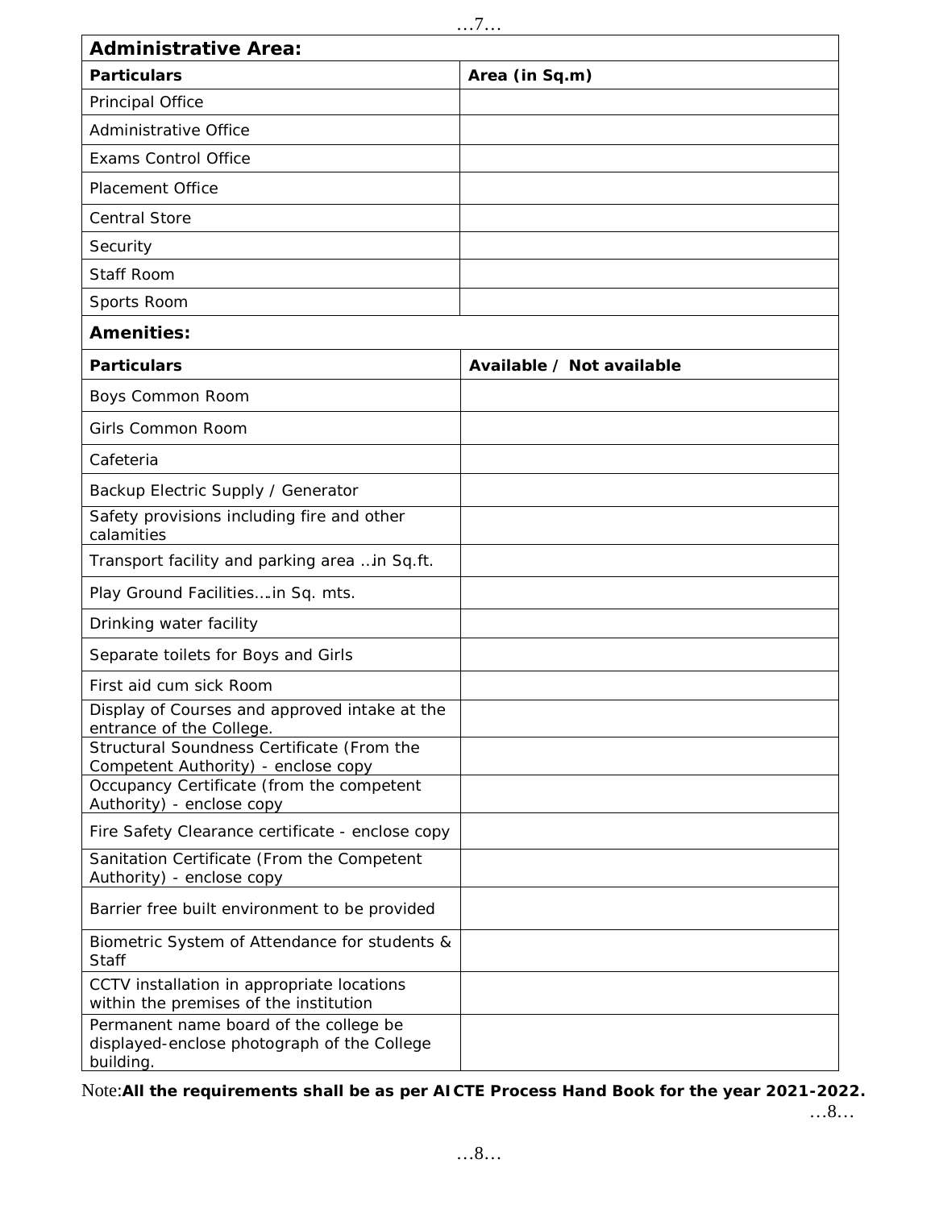| **Administrative Area:** | |
|---|---|
| **Particulars** | **Area (in Sq.m)** |
| Principal Office | |
| Administrative Office | |
| Exams Control Office | |
| Placement Office | |
| Central Store | |
| Security | |
| Staff Room | |
| Sports Room | |

| **Amenities:** | |
|---|---|
| **Particulars** | **Available / Not available** |
| Boys Common Room | |
| Girls Common Room | |
| Cafeteria | |
| Backup Electric Supply / Generator | |
| Safety provisions including fire and other calamities | |
| Transport facility and parking area ..in Sq.ft. | |
| Play Ground Facilities….in Sq. mts. | |
| Drinking water facility | |
| Separate toilets for Boys and Girls | |
| First aid cum sick Room | |
| Display of Courses and approved intake at the entrance of the College. | |
| Structural Soundness Certificate (From the Competent Authority) - enclose copy | |
| Occupancy Certificate (from the competent Authority) - enclose copy | |
| Fire Safety Clearance certificate - enclose copy | |
| Sanitation Certificate (From the Competent Authority) - enclose copy | |
| Barrier free built environment to be provided | |
| Biometric System of Attendance for students & Staff | |
| CCTV installation in appropriate locations within the premises of the institution | |
| Permanent name board of the college be displayed-enclose photograph of the College building. | |

Note:**All the requirements shall be as per AICTE Process Hand Book for the year 2021-2022.**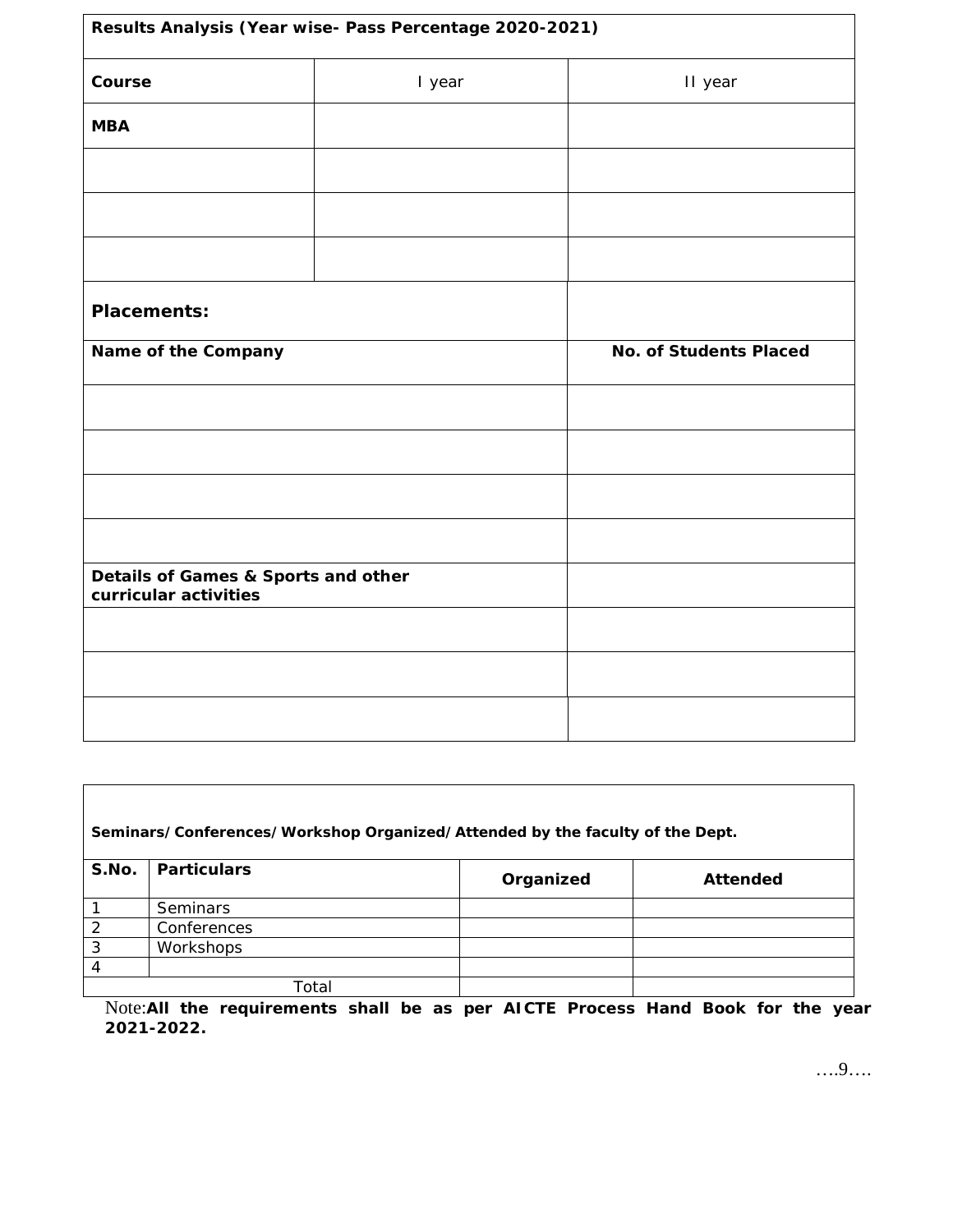| Results Analysis (Year wise- Pass Percentage 2020-2021) | | |
|---|---|---|
| **Course** | I year | II year |
| **MBA** | | |
| | | |
| | | |
| | | |

| **Placements:** | |
|---|---|
| **Name of the Company** | **No. of Students Placed** |
| | |
| | |
| | |
| | |

| **Details of Games & Sports and other curricular activities** | |
|---|---|
| | |
| | |
| | |

**Seminars/Conferences/Workshop Organized/Attended by the faculty of the Dept.**

| S.No. | Particulars | Organized | Attended |
|---|---|---|---|
| 1 | Seminars | | |
| 2 | Conferences | | |
| 3 | Workshops | | |
| 4 | | | |
| | Total | | |

Note:**All the requirements shall be as per AICTE Process Hand Book for the year 2021-2022.**

….9….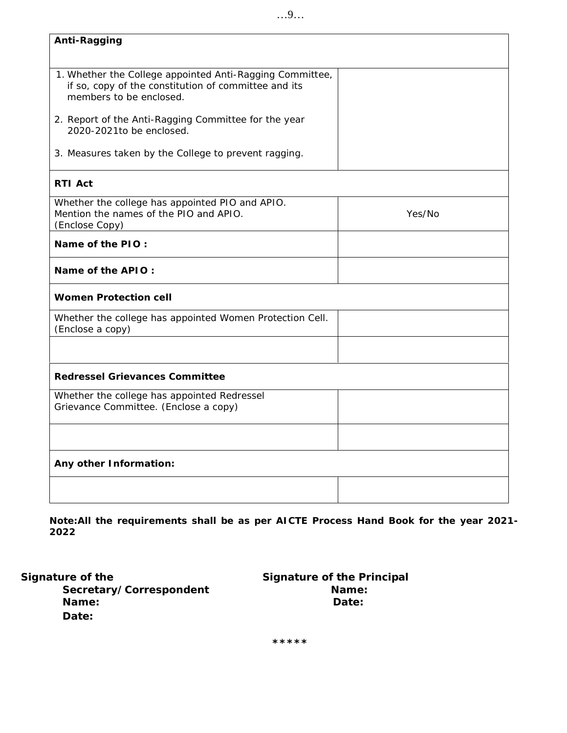| **Anti-Ragging** | |
| --- | --- |
| 1. Whether the College appointed Anti-Ragging Committee, if so, copy of the constitution of committee and its members to be enclosed.<br><br>2. Report of the Anti-Ragging Committee for the year 2020-2021to be enclosed.<br><br>3. Measures taken by the College to prevent ragging. | |
| **RTI Act** | |
| Whether the college has appointed PIO and APIO. Mention the names of the PIO and APIO. (Enclose Copy) | Yes/No |
| **Name of the PIO :** | |
| **Name of the APIO :** | |
| **Women Protection cell** | |
| Whether the college has appointed Women Protection Cell. (Enclose a copy) | |
| | |
| **Redressel Grievances Committee** | |
| Whether the college has appointed Redressel Grievance Committee. (Enclose a copy) | |
| | |
| **Any other Information:** | |
| | |

**Note:All the requirements shall be as per AICTE Process Hand Book for the year 2021-2022**

**Signature of the Secretary/Correspondent**
**Name:**
**Date:**

**Signature of the Principal**
**Name:**
**Date:**

*****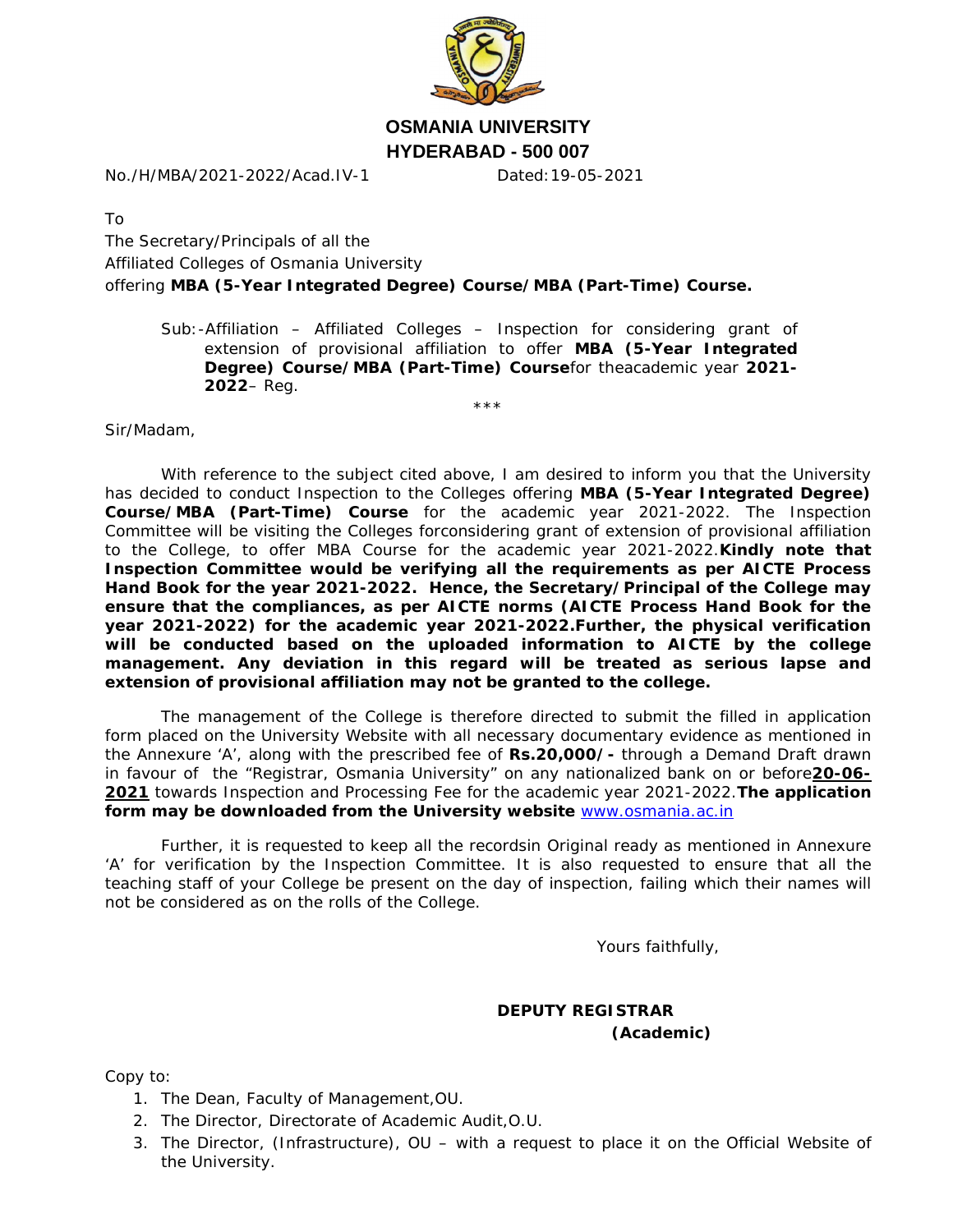# OSMANIA UNIVERSITY
## HYDERABAD - 500 007

No./H/MBA/2021-2022/Acad.IV-1 Dated:19-05-2021

To
The Secretary/Principals of all the
Affiliated Colleges of Osmania University
offering **MBA (5-Year Integrated Degree) Course/MBA (Part-Time) Course.**

Sub:-Affiliation – Affiliated Colleges – Inspection for considering grant of extension of provisional affiliation to offer **MBA (5-Year Integrated Degree) Course/MBA (Part-Time) Course**for theacademic year **2021-2022**– Reg.

***

Sir/Madam,

With reference to the subject cited above, I am desired to inform you that the University has decided to conduct Inspection to the Colleges offering **MBA (5-Year Integrated Degree) Course/MBA (Part-Time) Course** for the academic year 2021-2022. The Inspection Committee will be visiting the Colleges forconsidering grant of extension of provisional affiliation to the College, to offer MBA Course for the academic year 2021-2022.**Kindly note that Inspection Committee would be verifying all the requirements as per AICTE Process Hand Book for the year 2021-2022. Hence, the Secretary/Principal of the College may ensure that the compliances, as per AICTE norms (AICTE Process Hand Book for the year 2021-2022) for the academic year 2021-2022.Further, the physical verification will be conducted based on the uploaded information to AICTE by the college management. Any deviation in this regard will be treated as serious lapse and extension of provisional affiliation may not be granted to the college.**

The management of the College is therefore directed to submit the filled in application form placed on the University Website with all necessary documentary evidence as mentioned in the Annexure 'A', along with the prescribed fee of **Rs.20,000/-** through a Demand Draft drawn in favour of the "Registrar, Osmania University" on any nationalized bank on or before**20-06-2021** towards Inspection and Processing Fee for the academic year 2021-2022.**The application form may be downloaded from the University website** www.osmania.ac.in

Further, it is requested to keep all the recordsin Original ready as mentioned in Annexure 'A' for verification by the Inspection Committee. It is also requested to ensure that all the teaching staff of your College be present on the day of inspection, failing which their names will not be considered as on the rolls of the College.

Yours faithfully,

**DEPUTY REGISTRAR**
**(Academic)**

Copy to:

1. The Dean, Faculty of Management,OU.
2. The Director, Directorate of Academic Audit,O.U.
3. The Director, (Infrastructure), OU – with a request to place it on the Official Website of the University.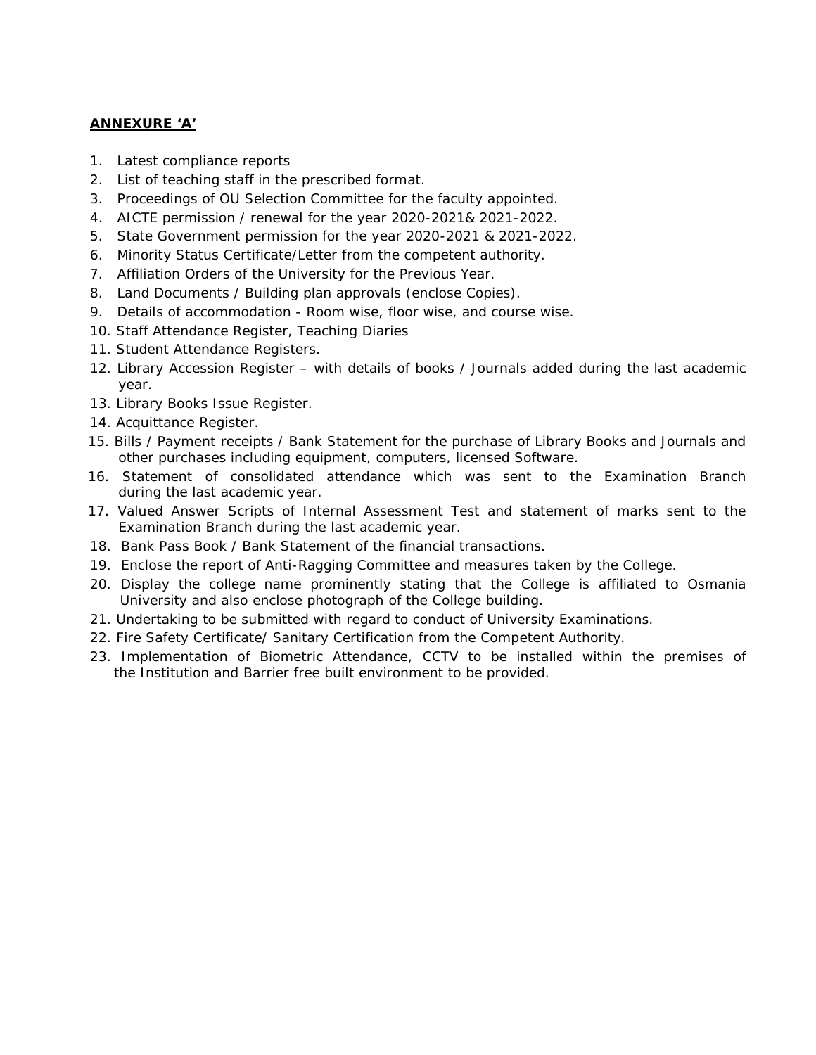**<u>ANNEXURE 'A'</u>**

1. Latest compliance reports
2. List of teaching staff in the prescribed format.
3. Proceedings of OU Selection Committee for the faculty appointed.
4. AICTE permission / renewal for the year 2020-2021& 2021-2022.
5. State Government permission for the year 2020-2021 & 2021-2022.
6. Minority Status Certificate/Letter from the competent authority.
7. Affiliation Orders of the University for the Previous Year.
8. Land Documents / Building plan approvals (enclose Copies).
9. Details of accommodation - Room wise, floor wise, and course wise.
10. Staff Attendance Register, Teaching Diaries
11. Student Attendance Registers.
12. Library Accession Register – with details of books / Journals added during the last academic year.
13. Library Books Issue Register.
14. Acquittance Register.
15. Bills / Payment receipts / Bank Statement for the purchase of Library Books and Journals and other purchases including equipment, computers, licensed Software.
16. Statement of consolidated attendance which was sent to the Examination Branch during the last academic year.
17. Valued Answer Scripts of Internal Assessment Test and statement of marks sent to the Examination Branch during the last academic year.
18. Bank Pass Book / Bank Statement of the financial transactions.
19. Enclose the report of Anti-Ragging Committee and measures taken by the College.
20. Display the college name prominently stating that the College is affiliated to Osmania University and also enclose photograph of the College building.
21. Undertaking to be submitted with regard to conduct of University Examinations.
22. Fire Safety Certificate/ Sanitary Certification from the Competent Authority.
23. Implementation of Biometric Attendance, CCTV to be installed within the premises of the Institution and Barrier free built environment to be provided.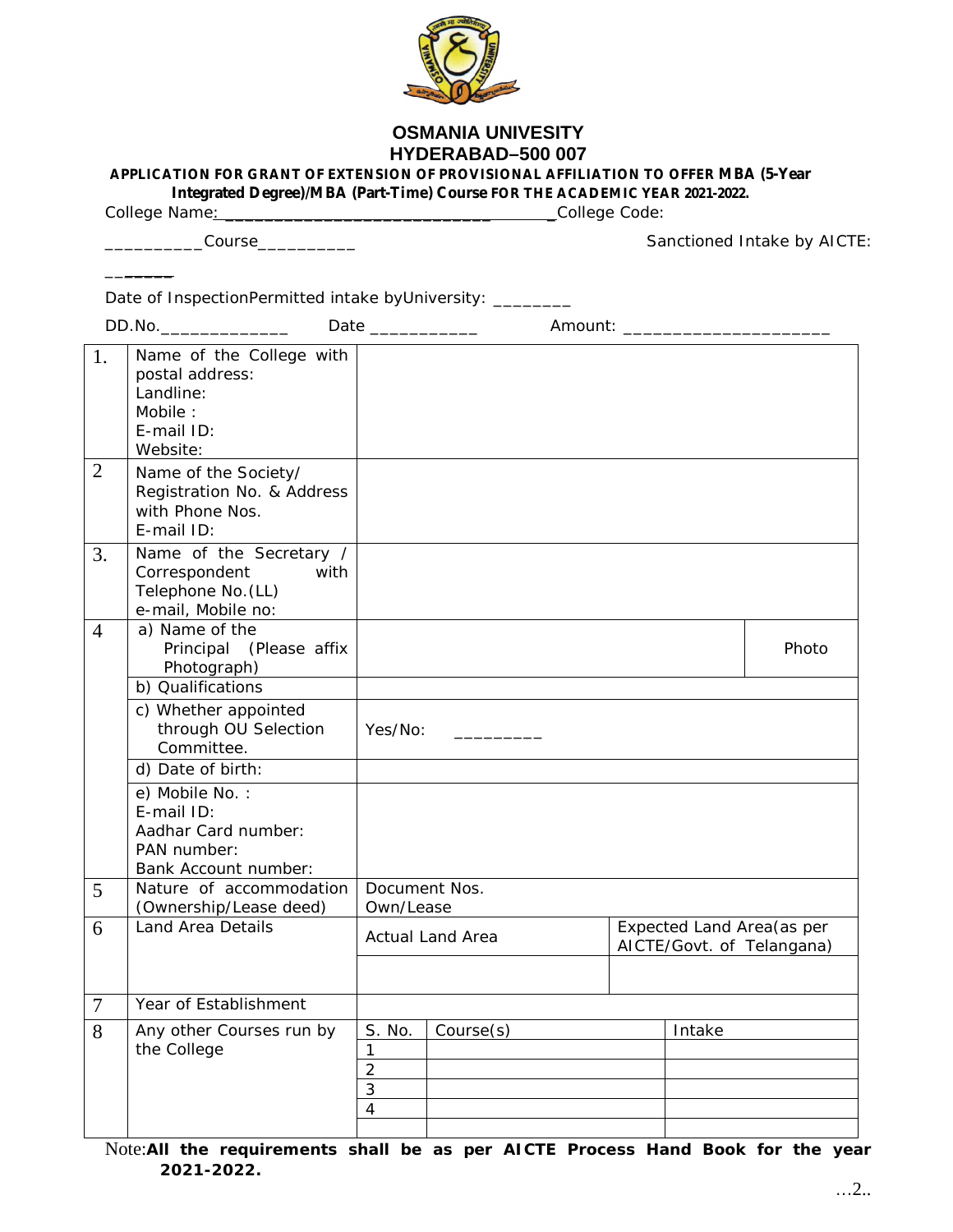# OSMANIA UNIVESITY
## HYDERABAD–500 007

**APPLICATION FOR GRANT OF EXTENSION OF PROVISIONAL AFFILIATION TO OFFER MBA (5-Year Integrated Degree)/MBA (Part-Time) Course FOR THE ACADEMIC YEAR 2021-2022.**

College Name:_______________________________________College Code:

__________Course__________ Sanctioned Intake by AICTE:

_______

Date of InspectionPermitted intake byUniversity: ________

DD.No.______________ Date ___________ Amount: _____________________

| | | | | |
|---|---|---|---|---|
| 1. | Name of the College with postal address:<br>Landline:<br>Mobile :<br>E-mail ID:<br>Website: | | | |
| 2 | Name of the Society/ Registration No. & Address with Phone Nos.<br>E-mail ID: | | | |
| 3. | Name of the Secretary / Correspondent with Telephone No.(LL)<br>e-mail, Mobile no: | | | |
| 4 | a) Name of the Principal (Please affix Photograph) | | | Photo |
| | b) Qualifications | | | |
| | c) Whether appointed through OU Selection Committee. | Yes/No: _________ | | |
| | d) Date of birth: | | | |
| | e) Mobile No. :<br>E-mail ID:<br>Aadhar Card number:<br>PAN number:<br>Bank Account number: | | | |
| 5 | Nature of accommodation (Ownership/Lease deed) | Document Nos.<br>Own/Lease | | |
| 6 | Land Area Details | Actual Land Area | Expected Land Area(as per AICTE/Govt. of Telangana) | |
| | | | | |
| 7 | Year of Establishment | | | |
| 8 | Any other Courses run by the College | S. No. | Course(s) | Intake |
| | | 1 | | |
| | | 2 | | |
| | | 3 | | |
| | | 4 | | |
| | | | | |

Note:**All the requirements shall be as per AICTE Process Hand Book for the year 2021-2022.**

…2..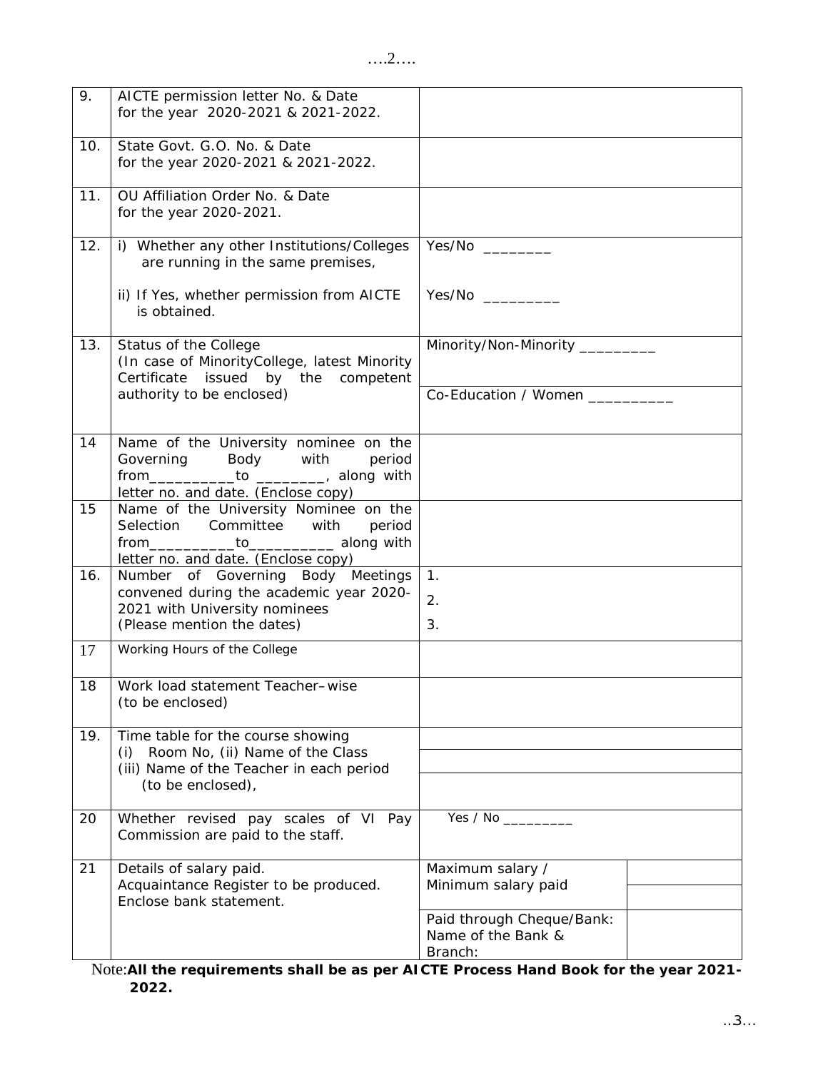| 9. | AICTE permission letter No. & Date for the year 2020-2021 & 2021-2022. | | |
|---|---|---|---|
| 10. | State Govt. G.O. No. & Date for the year 2020-2021 & 2021-2022. | | |
| 11. | OU Affiliation Order No. & Date for the year 2020-2021. | | |
| 12. | i) Whether any other Institutions/Colleges are running in the same premises, | Yes/No ________ | |
| | ii) If Yes, whether permission from AICTE is obtained. | Yes/No _________ | |
| 13. | Status of the College (In case of MinorityCollege, latest Minority Certificate issued by the competent authority to be enclosed) | Minority/Non-Minority _________ | |
| | | Co-Education / Women __________ | |
| 14 | Name of the University nominee on the Governing Body with period from__________to ________, along with letter no. and date. (Enclose copy) | | |
| 15 | Name of the University Nominee on the Selection Committee with period from__________to__________ along with letter no. and date. (Enclose copy) | | |
| 16. | Number of Governing Body Meetings convened during the academic year 2020-2021 with University nominees (Please mention the dates) | 1.<br>2.<br>3. | |
| 17 | Working Hours of the College | | |
| 18 | Work load statement Teacher–wise (to be enclosed) | | |
| 19. | Time table for the course showing (i) Room No, (ii) Name of the Class (iii) Name of the Teacher in each period (to be enclosed), | | |
| 20 | Whether revised pay scales of VI Pay Commission are paid to the staff. | Yes / No _________ | |
| 21 | Details of salary paid. Acquaintance Register to be produced. Enclose bank statement. | Maximum salary / Minimum salary paid | |
| | | Paid through Cheque/Bank: Name of the Bank & Branch: | |

Note:**All the requirements shall be as per AICTE Process Hand Book for the year 2021-2022.**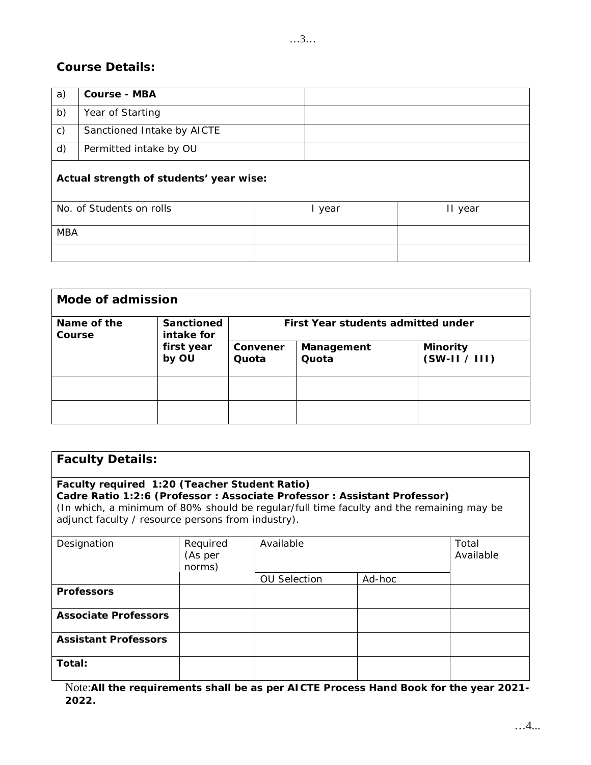## Course Details:

| a) | **Course - MBA** | |
|---|---|---|
| b) | Year of Starting | |
| c) | Sanctioned Intake by AICTE | |
| d) | Permitted intake by OU | |

**Actual strength of students' year wise:**

| No. of Students on rolls | I year | II year |
|---|---|---|
| MBA | | |
| | | |

| **Mode of admission** | | | | |
|---|---|---|---|---|
| **Name of the Course** | **Sanctioned intake for first year by OU** | **First Year students admitted under** | | |
| | | **Convener Quota** | **Management Quota** | **Minority (SW-II / III)** |
| | | | | |
| | | | | |

## Faculty Details:

**Faculty required 1:20 (Teacher Student Ratio)**
**Cadre Ratio 1:2:6 (Professor : Associate Professor : Assistant Professor)**
(In which, a minimum of 80% should be regular/full time faculty and the remaining may be adjunct faculty / resource persons from industry).

| Designation | Required (As per norms) | Available | | Total Available |
|---|---|---|---|---|
| | | OU Selection | Ad-hoc | |
| **Professors** | | | | |
| **Associate Professors** | | | | |
| **Assistant Professors** | | | | |
| **Total:** | | | | |

Note:**All the requirements shall be as per AICTE Process Hand Book for the year 2021-2022.**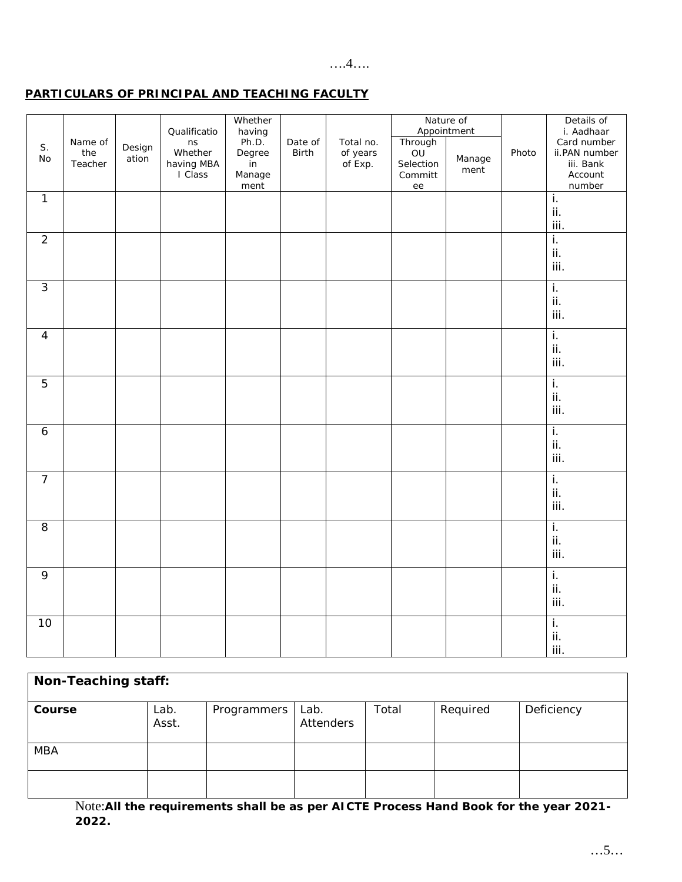## PARTICULARS OF PRINCIPAL AND TEACHING FACULTY

| S. No | Name of the Teacher | Designation | Qualifications Whether having MBA I Class | Whether having Ph.D. Degree in Management | Date of Birth | Total no. of years of Exp. | Nature of Appointment | | Photo | Details of i. Aadhaar Card number ii.PAN number iii. Bank Account number |
|---|---|---|---|---|---|---|---|---|---|---|
| | | | | | | | Through OU Selection Committee | Management | | |
| 1 | | | | | | | | | | i.<br>ii.<br>iii. |
| 2 | | | | | | | | | | i.<br>ii.<br>iii. |
| 3 | | | | | | | | | | i.<br>ii.<br>iii. |
| 4 | | | | | | | | | | i.<br>ii.<br>iii. |
| 5 | | | | | | | | | | i.<br>ii.<br>iii. |
| 6 | | | | | | | | | | i.<br>ii.<br>iii. |
| 7 | | | | | | | | | | i.<br>ii.<br>iii. |
| 8 | | | | | | | | | | i.<br>ii.<br>iii. |
| 9 | | | | | | | | | | i.<br>ii.<br>iii. |
| 10 | | | | | | | | | | i.<br>ii.<br>iii. |

| **Non-Teaching staff:** | | | | | | |
|---|---|---|---|---|---|---|
| **Course** | Lab. Asst. | Programmers | Lab. Attenders | Total | Required | Deficiency |
| MBA | | | | | | |
| | | | | | | |

Note:**All the requirements shall be as per AICTE Process Hand Book for the year 2021-2022.**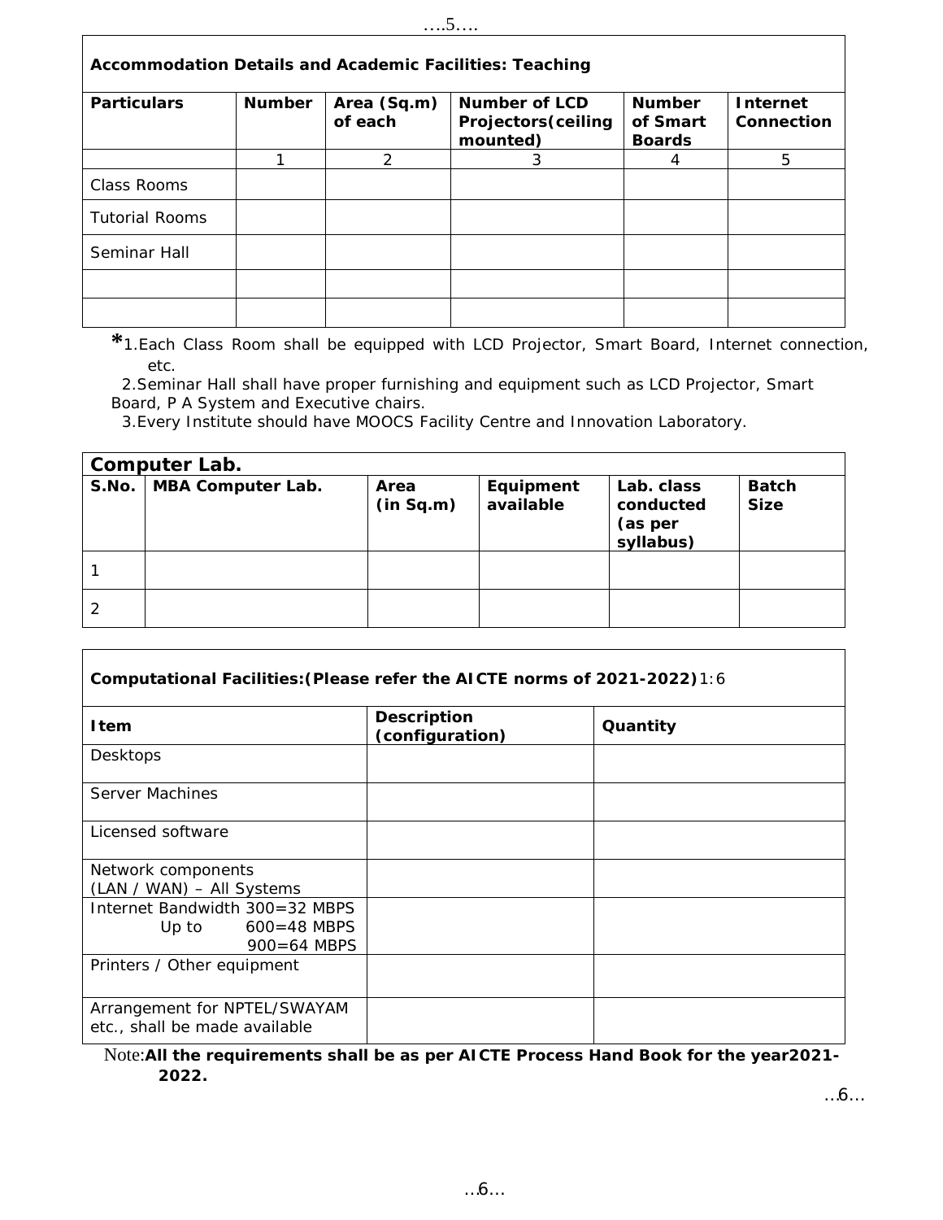| Accommodation Details and Academic Facilities: Teaching | | | | | |
|---|---|---|---|---|---|
| **Particulars** | **Number** | **Area (Sq.m) of each** | **Number of LCD Projectors(ceiling mounted)** | **Number of Smart Boards** | **Internet Connection** |
| | 1 | 2 | 3 | 4 | 5 |
| Class Rooms | | | | | |
| Tutorial Rooms | | | | | |
| Seminar Hall | | | | | |
| | | | | | |
| | | | | | |

*1.Each Class Room shall be equipped with LCD Projector, Smart Board, Internet connection, etc.

2.Seminar Hall shall have proper furnishing and equipment such as LCD Projector, Smart Board, P A System and Executive chairs.

3.Every Institute should have MOOCS Facility Centre and Innovation Laboratory.

| **Computer Lab.** | | | | | |
|---|---|---|---|---|---|
| **S.No.** | **MBA Computer Lab.** | **Area (in Sq.m)** | **Equipment available** | **Lab. class conducted (as per syllabus)** | **Batch Size** |
| 1 | | | | | |
| 2 | | | | | |

| **Computational Facilities:(Please refer the AICTE norms of 2021-2022)** 1:6 | | |
|---|---|---|
| **Item** | **Description (configuration)** | **Quantity** |
| Desktops | | |
| Server Machines | | |
| Licensed software | | |
| Network components (LAN / WAN) – All Systems | | |
| Internet Bandwidth 300=32 MBPS Up to 600=48 MBPS 900=64 MBPS | | |
| Printers / Other equipment | | |
| Arrangement for NPTEL/SWAYAM etc., shall be made available | | |

Note:**All the requirements shall be as per AICTE Process Hand Book for the year2021-2022.**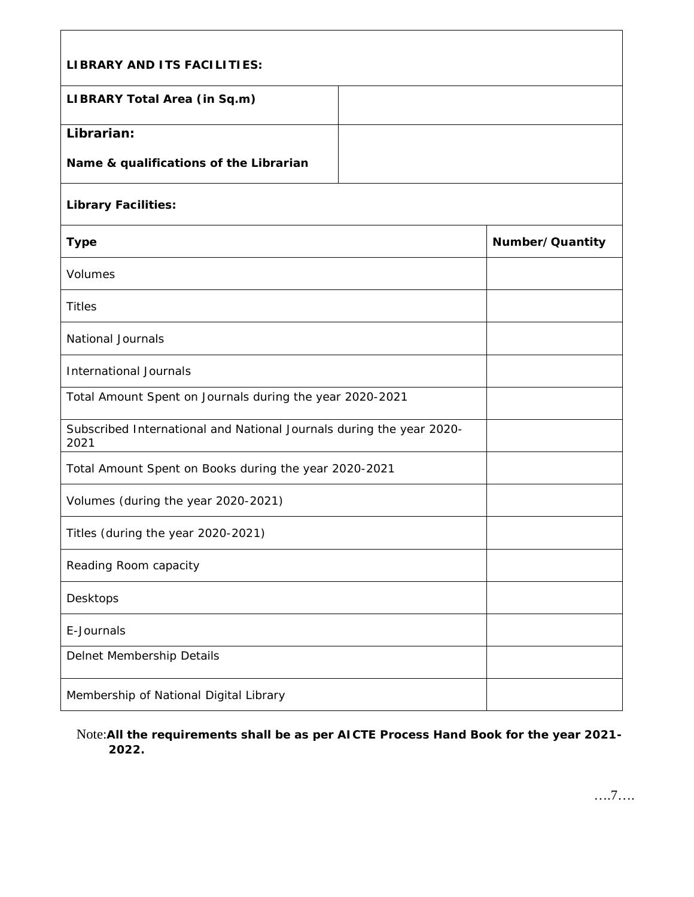**LIBRARY AND ITS FACILITIES:**

| **LIBRARY Total Area (in Sq.m)** | |
|---|---|
| **Librarian:**<br><br>**Name & qualifications of the Librarian** | |

**Library Facilities:**

| **Type** | **Number/Quantity** |
|---|---|
| Volumes | |
| Titles | |
| National Journals | |
| International Journals | |
| Total Amount Spent on Journals during the year 2020-2021 | |
| Subscribed International and National Journals during the year 2020-2021 | |
| Total Amount Spent on Books during the year 2020-2021 | |
| Volumes (during the year 2020-2021) | |
| Titles (during the year 2020-2021) | |
| Reading Room capacity | |
| Desktops | |
| E-Journals | |
| Delnet Membership Details | |
| Membership of National Digital Library | |

Note: **All the requirements shall be as per AICTE Process Hand Book for the year 2021-2022.**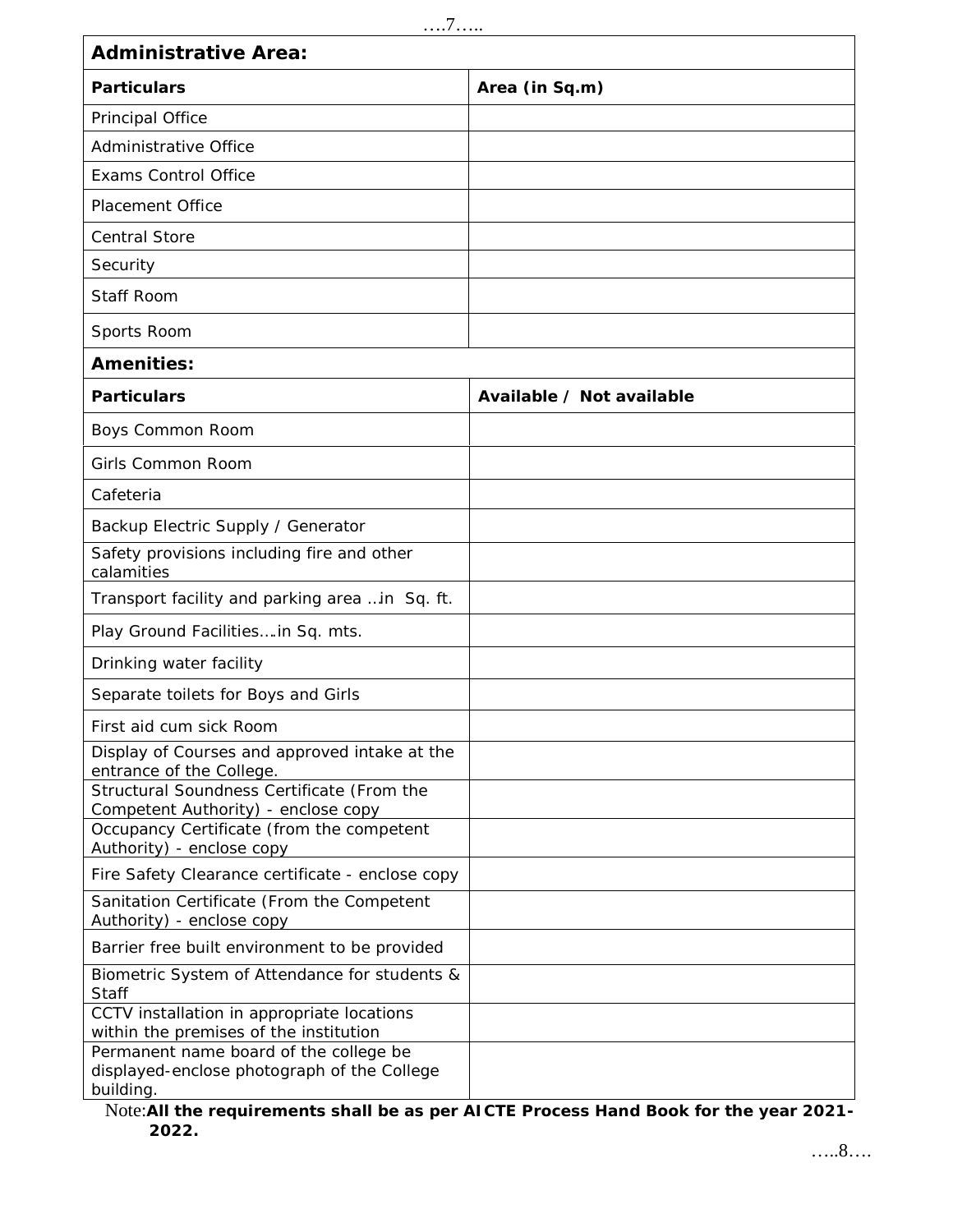| **Administrative Area:** | |
|---|---|
| **Particulars** | **Area (in Sq.m)** |
| Principal Office | |
| Administrative Office | |
| Exams Control Office | |
| Placement Office | |
| Central Store | |
| Security | |
| Staff Room | |
| Sports Room | |

| **Amenities:** | |
|---|---|
| **Particulars** | **Available / Not available** |
| Boys Common Room | |
| Girls Common Room | |
| Cafeteria | |
| Backup Electric Supply / Generator | |
| Safety provisions including fire and other calamities | |
| Transport facility and parking area ..in Sq. ft. | |
| Play Ground Facilities….in Sq. mts. | |
| Drinking water facility | |
| Separate toilets for Boys and Girls | |
| First aid cum sick Room | |
| Display of Courses and approved intake at the entrance of the College. | |
| Structural Soundness Certificate (From the Competent Authority) - enclose copy | |
| Occupancy Certificate (from the competent Authority) - enclose copy | |
| Fire Safety Clearance certificate - enclose copy | |
| Sanitation Certificate (From the Competent Authority) - enclose copy | |
| Barrier free built environment to be provided | |
| Biometric System of Attendance for students & Staff | |
| CCTV installation in appropriate locations within the premises of the institution | |
| Permanent name board of the college be displayed-enclose photograph of the College building. | |

Note: **All the requirements shall be as per AICTE Process Hand Book for the year 2021-2022.**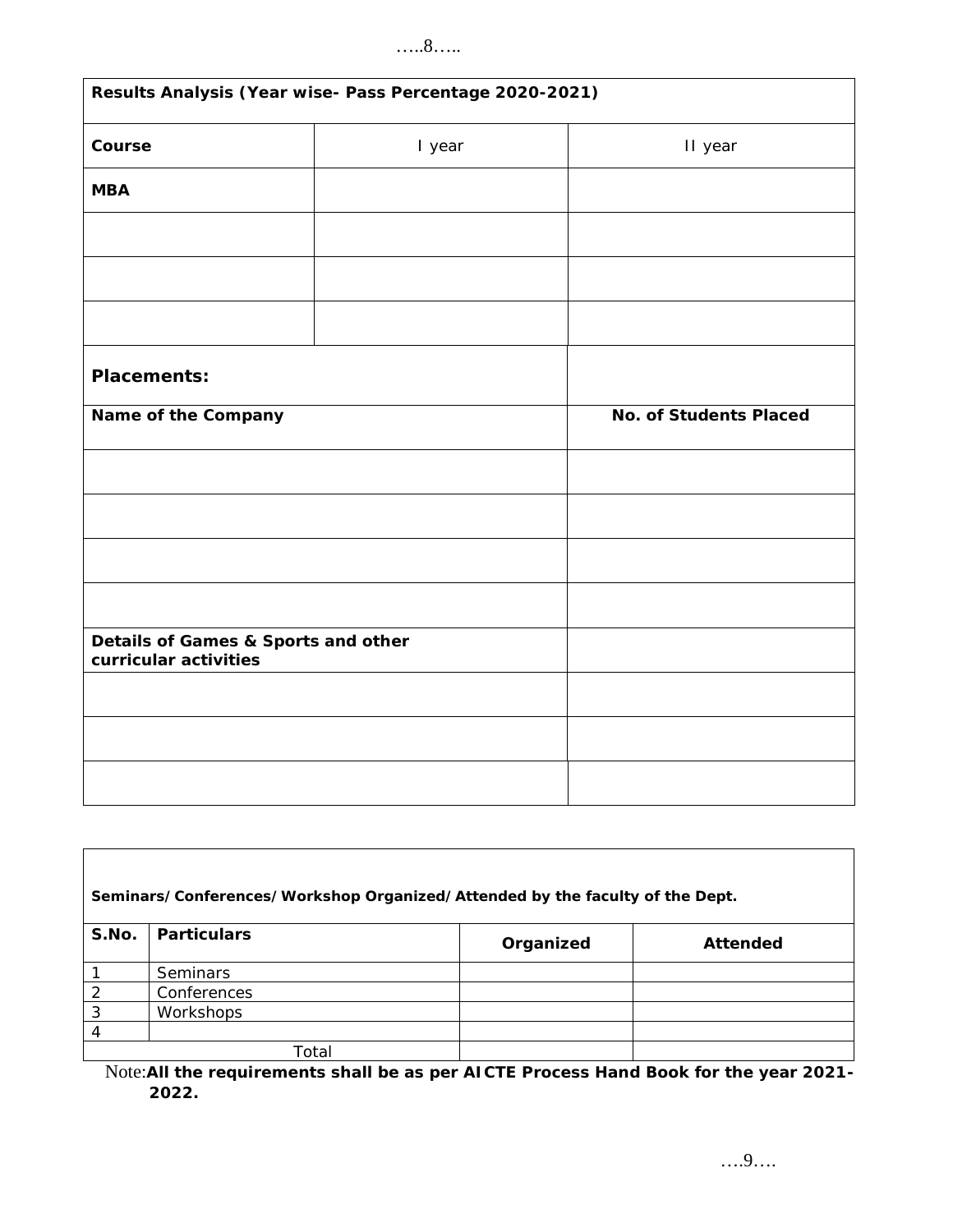| Results Analysis (Year wise- Pass Percentage 2020-2021) | | |
|---|---|---|
| **Course** | I year | II year |
| **MBA** | | |
| | | |
| | | |
| | | |

| **Placements:** | |
|---|---|
| **Name of the Company** | **No. of Students Placed** |
| | |
| | |
| | |
| | |
| **Details of Games & Sports and other curricular activities** | |
| | |
| | |
| | |

**Seminars/Conferences/Workshop Organized/Attended by the faculty of the Dept.**

| S.No. | Particulars | Organized | Attended |
|---|---|---|---|
| 1 | Seminars | | |
| 2 | Conferences | | |
| 3 | Workshops | | |
| 4 | | | |
| | Total | | |

Note: **All the requirements shall be as per AICTE Process Hand Book for the year 2021-2022.**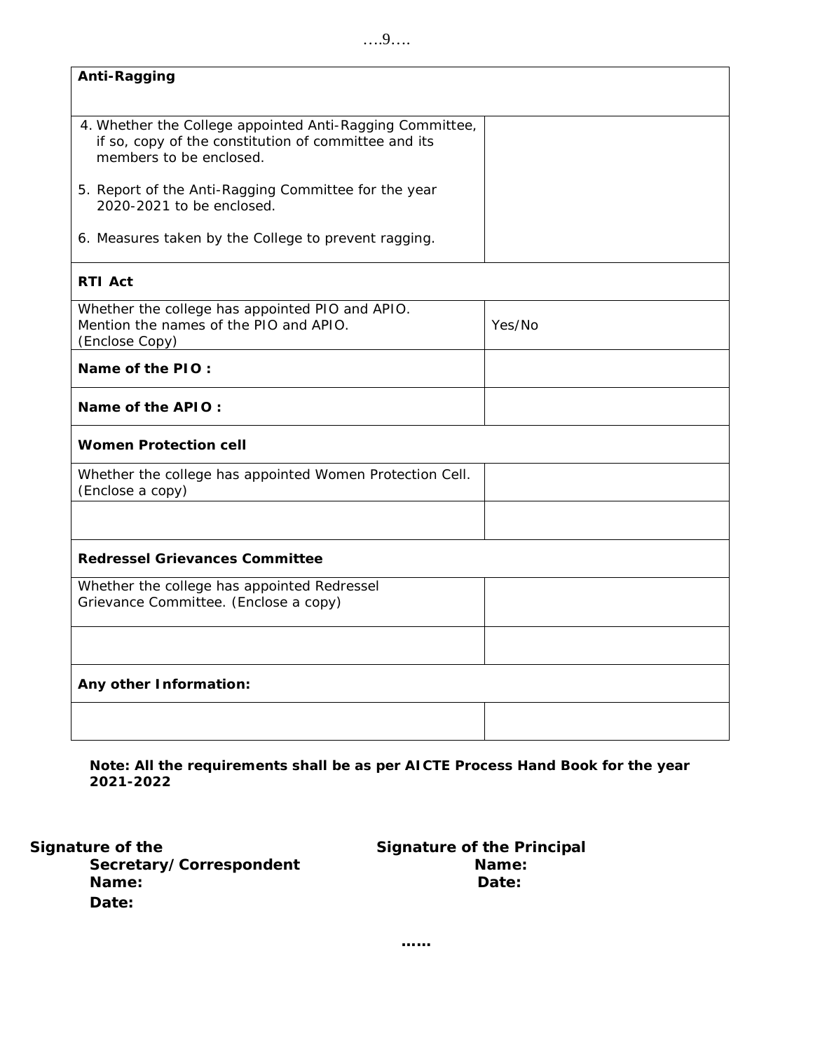| **Anti-Ragging** | |
|---|---|
| 4. Whether the College appointed Anti-Ragging Committee, if so, copy of the constitution of committee and its members to be enclosed.<br><br>5. Report of the Anti-Ragging Committee for the year 2020-2021 to be enclosed.<br><br>6. Measures taken by the College to prevent ragging. | |
| **RTI Act** | |
| Whether the college has appointed PIO and APIO. Mention the names of the PIO and APIO. (Enclose Copy) | Yes/No |
| **Name of the PIO :** | |
| **Name of the APIO :** | |
| **Women Protection cell** | |
| Whether the college has appointed Women Protection Cell. (Enclose a copy) | |
| | |
| **Redressel Grievances Committee** | |
| Whether the college has appointed Redressel Grievance Committee. (Enclose a copy) | |
| | |
| **Any other Information:** | |
| | |

**Note: All the requirements shall be as per AICTE Process Hand Book for the year 2021-2022**

**Signature of the Secretary/Correspondent**
**Name:**
**Date:**

**Signature of the Principal**
**Name:**
**Date:**

**……**